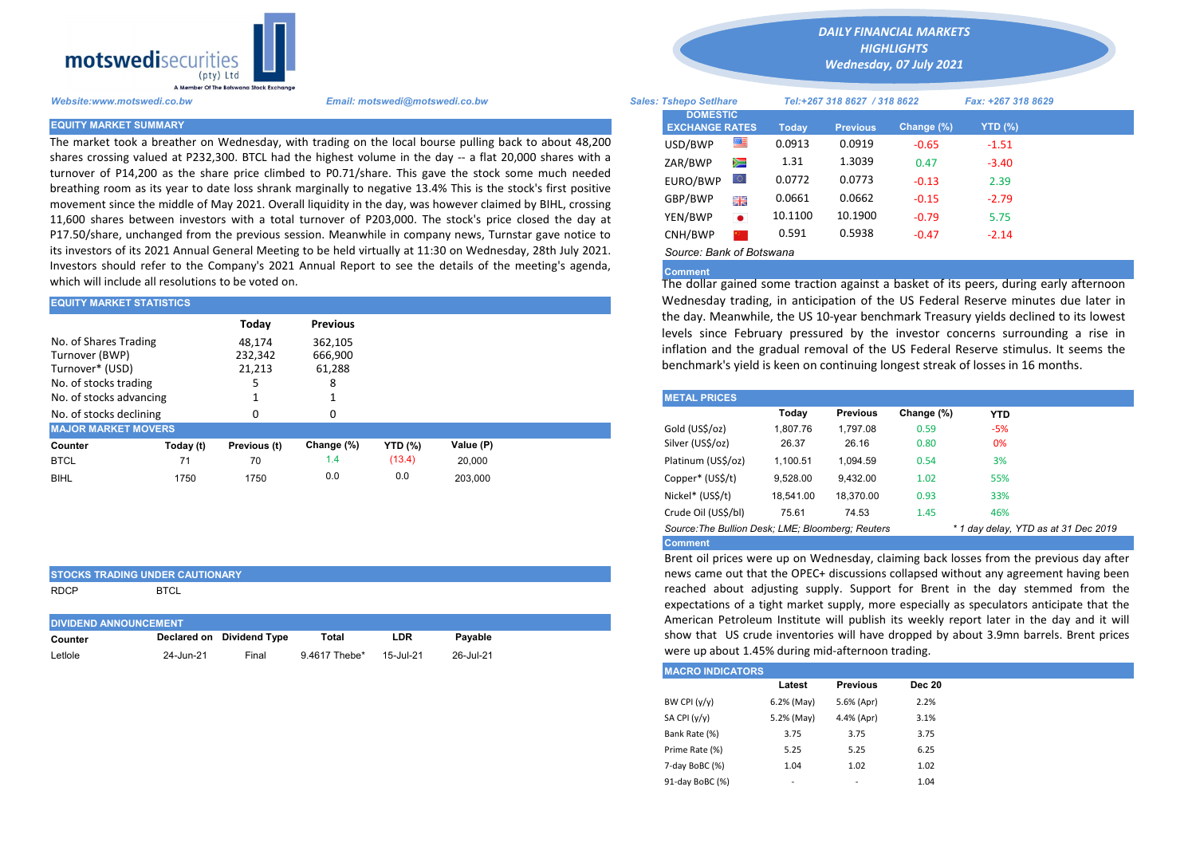motswedisecurities (pty) Ltd
A Member Of The Botswana Stock Exchange

**DAILY FINANCIAL MARKETS HIGHLIGHTS**
**Wednesday, 07 July 2021**

*Website:www.motswedi.co.bw* *Email: motswedi@motswedi.co.bw*

*Sales: Tshepo Setlhare* *Tel:+267 318 8627 / 318 8622* *Fax: +267 318 8629*

## EQUITY MARKET SUMMARY

The market took a breather on Wednesday, with trading on the local bourse pulling back to about 48,200 shares crossing valued at P232,300. BTCL had the highest volume in the day -- a flat 20,000 shares with a turnover of P14,200 as the share price climbed to P0.71/share. This gave the stock some much needed breathing room as its year to date loss shrank marginally to negative 13.4% This is the stock's first positive movement since the middle of May 2021. Overall liquidity in the day, was however claimed by BIHL, crossing 11,600 shares between investors with a total turnover of P203,000. The stock's price closed the day at P17.50/share, unchanged from the previous session. Meanwhile in company news, Turnstar gave notice to its investors of its 2021 Annual General Meeting to be held virtually at 11:30 on Wednesday, 28th July 2021. Investors should refer to the Company's 2021 Annual Report to see the details of the meeting's agenda, which will include all resolutions to be voted on.

## EQUITY MARKET STATISTICS

| | Today | Previous |
|---|---|---|
| No. of Shares Trading | 48,174 | 362,105 |
| Turnover (BWP) | 232,342 | 666,900 |
| Turnover* (USD) | 21,213 | 61,288 |
| No. of stocks trading | 5 | 8 |
| No. of stocks advancing | 1 | 1 |
| No. of stocks declining | 0 | 0 |

## MAJOR MARKET MOVERS

| Counter | Today (t) | Previous (t) | Change (%) | YTD (%) | Value (P) |
|---|---|---|---|---|---|
| BTCL | 71 | 70 | 1.4 | (13.4) | 20,000 |
| BIHL | 1750 | 1750 | 0.0 | 0.0 | 203,000 |

## STOCKS TRADING UNDER CAUTIONARY

RDCP BTCL

## DIVIDEND ANNOUNCEMENT

| Counter | Declared on | Dividend Type | Total | LDR | Payable |
|---|---|---|---|---|---|
| Letlole | 24-Jun-21 | Final | 9.4617 Thebe* | 15-Jul-21 | 26-Jul-21 |

## DOMESTIC EXCHANGE RATES

| DOMESTIC EXCHANGE RATES | Today | Previous | Change (%) | YTD (%) |
|---|---|---|---|---|
| USD/BWP | 0.0913 | 0.0919 | -0.65 | -1.51 |
| ZAR/BWP | 1.31 | 1.3039 | 0.47 | -3.40 |
| EURO/BWP | 0.0772 | 0.0773 | -0.13 | 2.39 |
| GBP/BWP | 0.0661 | 0.0662 | -0.15 | -2.79 |
| YEN/BWP | 10.1100 | 10.1900 | -0.79 | 5.75 |
| CNH/BWP | 0.591 | 0.5938 | -0.47 | -2.14 |

*Source: Bank of Botswana*

**Comment**

The dollar gained some traction against a basket of its peers, during early afternoon Wednesday trading, in anticipation of the US Federal Reserve minutes due later in the day. Meanwhile, the US 10-year benchmark Treasury yields declined to its lowest levels since February pressured by the investor concerns surrounding a rise in inflation and the gradual removal of the US Federal Reserve stimulus. It seems the benchmark's yield is keen on continuing longest streak of losses in 16 months.

## METAL PRICES

| | Today | Previous | Change (%) | YTD |
|---|---|---|---|---|
| Gold (US$/oz) | 1,807.76 | 1,797.08 | 0.59 | -5% |
| Silver (US$/oz) | 26.37 | 26.16 | 0.80 | 0% |
| Platinum (US$/oz) | 1,100.51 | 1,094.59 | 0.54 | 3% |
| Copper* (US$/t) | 9,528.00 | 9,432.00 | 1.02 | 55% |
| Nickel* (US$/t) | 18,541.00 | 18,370.00 | 0.93 | 33% |
| Crude Oil (US$/bl) | 75.61 | 74.53 | 1.45 | 46% |

*Source:The Bullion Desk; LME; Bloomberg; Reuters* *\* 1 day delay, YTD as at 31 Dec 2019*

**Comment**

Brent oil prices were up on Wednesday, claiming back losses from the previous day after news came out that the OPEC+ discussions collapsed without any agreement having been reached about adjusting supply. Support for Brent in the day stemmed from the expectations of a tight market supply, more especially as speculators anticipate that the American Petroleum Institute will publish its weekly report later in the day and it will show that US crude inventories will have dropped by about 3.9mn barrels. Brent prices were up about 1.45% during mid-afternoon trading.

## MACRO INDICATORS

| | Latest | Previous | Dec 20 |
|---|---|---|---|
| BW CPI (y/y) | 6.2% (May) | 5.6% (Apr) | 2.2% |
| SA CPI (y/y) | 5.2% (May) | 4.4% (Apr) | 3.1% |
| Bank Rate (%) | 3.75 | 3.75 | 3.75 |
| Prime Rate (%) | 5.25 | 5.25 | 6.25 |
| 7-day BoBC (%) | 1.04 | 1.02 | 1.02 |
| 91-day BoBC (%) | - | - | 1.04 |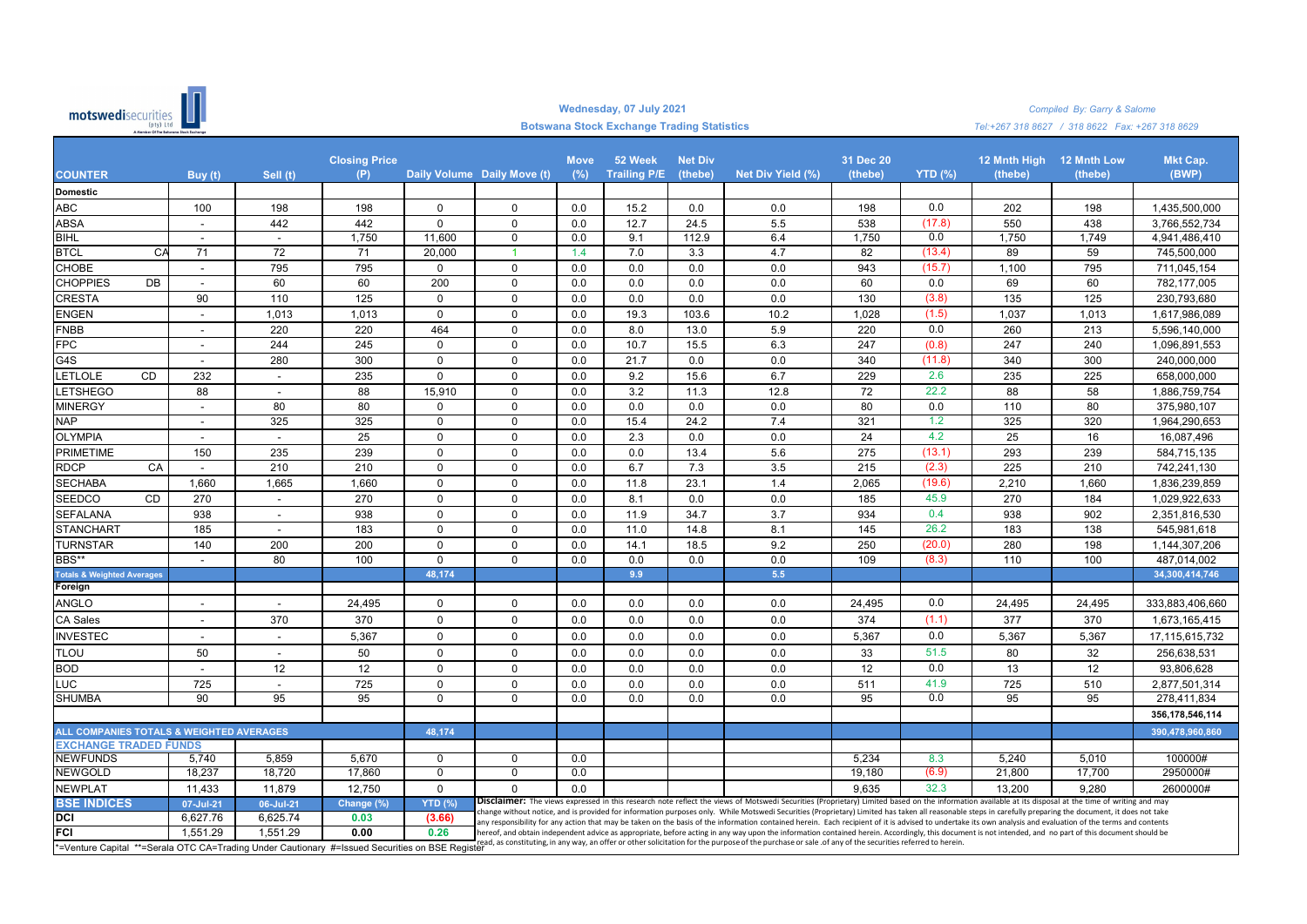motswedisecurities (pty) Ltd
A Member Of The Botswana Stock Exchange

**Wednesday, 07 July 2021**

**Botswana Stock Exchange Trading Statistics**

*Compiled By: Garry & Salome*

*Tel:+267 318 8627 / 318 8622 Fax: +267 318 8629*

| COUNTER | | Buy (t) | Sell (t) | Closing Price (P) | Daily Volume | Daily Move (t) | Move (%) | 52 Week Trailing P/E | Net Div (thebe) | Net Div Yield (%) | 31 Dec 20 (thebe) | YTD (%) | 12 Mnth High (thebe) | 12 Mnth Low (thebe) | Mkt Cap. (BWP) |
|---|---|---|---|---|---|---|---|---|---|---|---|---|---|---|---|
| **Domestic** | | | | | | | | | | | | | | | |
| ABC | | 100 | 198 | 198 | 0 | 0 | 0.0 | 15.2 | 0.0 | 0.0 | 198 | 0.0 | 202 | 198 | 1,435,500,000 |
| ABSA | | - | 442 | 442 | 0 | 0 | 0.0 | 12.7 | 24.5 | 5.5 | 538 | (17.8) | 550 | 438 | 3,766,552,734 |
| BIHL | | - | - | 1,750 | 11,600 | 0 | 0.0 | 9.1 | 112.9 | 6.4 | 1,750 | 0.0 | 1,750 | 1,749 | 4,941,486,410 |
| BTCL | CA | 71 | 72 | 71 | 20,000 | 1 | 1.4 | 7.0 | 3.3 | 4.7 | 82 | (13.4) | 89 | 59 | 745,500,000 |
| CHOBE | | - | 795 | 795 | 0 | 0 | 0.0 | 0.0 | 0.0 | 0.0 | 943 | (15.7) | 1,100 | 795 | 711,045,154 |
| CHOPPIES | DB | - | 60 | 60 | 200 | 0 | 0.0 | 0.0 | 0.0 | 0.0 | 60 | 0.0 | 69 | 60 | 782,177,005 |
| CRESTA | | 90 | 110 | 125 | 0 | 0 | 0.0 | 0.0 | 0.0 | 0.0 | 130 | (3.8) | 135 | 125 | 230,793,680 |
| ENGEN | | - | 1,013 | 1,013 | 0 | 0 | 0.0 | 19.3 | 103.6 | 10.2 | 1,028 | (1.5) | 1,037 | 1,013 | 1,617,986,089 |
| FNBB | | - | 220 | 220 | 464 | 0 | 0.0 | 8.0 | 13.0 | 5.9 | 220 | 0.0 | 260 | 213 | 5,596,140,000 |
| FPC | | - | 244 | 245 | 0 | 0 | 0.0 | 10.7 | 15.5 | 6.3 | 247 | (0.8) | 247 | 240 | 1,096,891,553 |
| G4S | | - | 280 | 300 | 0 | 0 | 0.0 | 21.7 | 0.0 | 0.0 | 340 | (11.8) | 340 | 300 | 240,000,000 |
| LETLOLE | CD | 232 | - | 235 | 0 | 0 | 0.0 | 9.2 | 15.6 | 6.7 | 229 | 2.6 | 235 | 225 | 658,000,000 |
| LETSHEGO | | 88 | - | 88 | 15,910 | 0 | 0.0 | 3.2 | 11.3 | 12.8 | 72 | 22.2 | 88 | 58 | 1,886,759,754 |
| MINERGY | | - | 80 | 80 | 0 | 0 | 0.0 | 0.0 | 0.0 | 0.0 | 80 | 0.0 | 110 | 80 | 375,980,107 |
| NAP | | - | 325 | 325 | 0 | 0 | 0.0 | 15.4 | 24.2 | 7.4 | 321 | 1.2 | 325 | 320 | 1,964,290,653 |
| OLYMPIA | | - | - | 25 | 0 | 0 | 0.0 | 2.3 | 0.0 | 0.0 | 24 | 4.2 | 25 | 16 | 16,087,496 |
| PRIMETIME | | 150 | 235 | 239 | 0 | 0 | 0.0 | 0.0 | 13.4 | 5.6 | 275 | (13.1) | 293 | 239 | 584,715,135 |
| RDCP | CA | - | 210 | 210 | 0 | 0 | 0.0 | 6.7 | 7.3 | 3.5 | 215 | (2.3) | 225 | 210 | 742,241,130 |
| SECHABA | | 1,660 | 1,665 | 1,660 | 0 | 0 | 0.0 | 11.8 | 23.1 | 1.4 | 2,065 | (19.6) | 2,210 | 1,660 | 1,836,239,859 |
| SEEDCO | CD | 270 | - | 270 | 0 | 0 | 0.0 | 8.1 | 0.0 | 0.0 | 185 | 45.9 | 270 | 184 | 1,029,922,633 |
| SEFALANA | | 938 | - | 938 | 0 | 0 | 0.0 | 11.9 | 34.7 | 3.7 | 934 | 0.4 | 938 | 902 | 2,351,816,530 |
| STANCHART | | 185 | - | 183 | 0 | 0 | 0.0 | 11.0 | 14.8 | 8.1 | 145 | 26.2 | 183 | 138 | 545,981,618 |
| TURNSTAR | | 140 | 200 | 200 | 0 | 0 | 0.0 | 14.1 | 18.5 | 9.2 | 250 | (20.0) | 280 | 198 | 1,144,307,206 |
| BBS** | | - | 80 | 100 | 0 | 0 | 0.0 | 0.0 | 0.0 | 0.0 | 109 | (8.3) | 110 | 100 | 487,014,002 |
| **Totals & Weighted Averages** | | | | | **48,174** | | | **9.9** | | **5.5** | | | | | **34,300,414,746** |
| **Foreign** | | | | | | | | | | | | | | | |
| ANGLO | | - | - | 24,495 | 0 | 0 | 0.0 | 0.0 | 0.0 | 0.0 | 24,495 | 0.0 | 24,495 | 24,495 | 333,883,406,660 |
| CA Sales | | - | 370 | 370 | 0 | 0 | 0.0 | 0.0 | 0.0 | 0.0 | 374 | (1.1) | 377 | 370 | 1,673,165,415 |
| INVESTEC | | - | - | 5,367 | 0 | 0 | 0.0 | 0.0 | 0.0 | 0.0 | 5,367 | 0.0 | 5,367 | 5,367 | 17,115,615,732 |
| TLOU | | 50 | - | 50 | 0 | 0 | 0.0 | 0.0 | 0.0 | 0.0 | 33 | 51.5 | 80 | 32 | 256,638,531 |
| BOD | | - | 12 | 12 | 0 | 0 | 0.0 | 0.0 | 0.0 | 0.0 | 12 | 0.0 | 13 | 12 | 93,806,628 |
| LUC | | 725 | - | 725 | 0 | 0 | 0.0 | 0.0 | 0.0 | 0.0 | 511 | 41.9 | 725 | 510 | 2,877,501,314 |
| SHUMBA | | 90 | 95 | 95 | 0 | 0 | 0.0 | 0.0 | 0.0 | 0.0 | 95 | 0.0 | 95 | 95 | 278,411,834 |
| | | | | | | | | | | | | | | | **356,178,546,114** |
| **ALL COMPANIES TOTALS & WEIGHTED AVERAGES** | | | | | **48,174** | | | | | | | | | | **390,478,960,860** |
| **EXCHANGE TRADED FUNDS** | | | | | | | | | | | | | | | |
| NEWFUNDS | | 5,740 | 5,859 | 5,670 | 0 | 0 | 0.0 | | | | 5,234 | 8.3 | 5,240 | 5,010 | 100000# |
| NEWGOLD | | 18,237 | 18,720 | 17,860 | 0 | 0 | 0.0 | | | | 19,180 | (6.9) | 21,800 | 17,700 | 2950000# |
| NEWPLAT | | 11,433 | 11,879 | 12,750 | 0 | 0 | 0.0 | | | | 9,635 | 32.3 | 13,200 | 9,280 | 2600000# |

| BSE INDICES | 07-Jul-21 | 06-Jul-21 | Change (%) | YTD (%) |
|---|---|---|---|---|
| DCI | 6,627.76 | 6,625.74 | 0.03 | (3.66) |
| FCI | 1,551.29 | 1,551.29 | 0.00 | 0.26 |

*=Venture Capital **=Serala OTC CA=Trading Under Cautionary #=Issued Securities on BSE Register

**Disclaimer:** The views expressed in this research note reflect the views of Motswedi Securities (Proprietary) Limited based on the information available at its disposal at the time of writing and may change without notice, and is provided for information purposes only. While Motswedi Securities (Proprietary) Limited has taken all reasonable steps in carefully preparing the document, it does not take any responsibility for any action that may be taken on the basis of the information contained herein. Each recipient of it is advised to undertake its own analysis and evaluation of the terms and contents hereof, and obtain independent advice as appropriate, before acting in any way upon the information contained herein. Accordingly, this document is not intended, and no part of this document should be read, as constituting, in any way, an offer or other solicitation for the purpose of the purchase or sale .of any of the securities referred to herein.